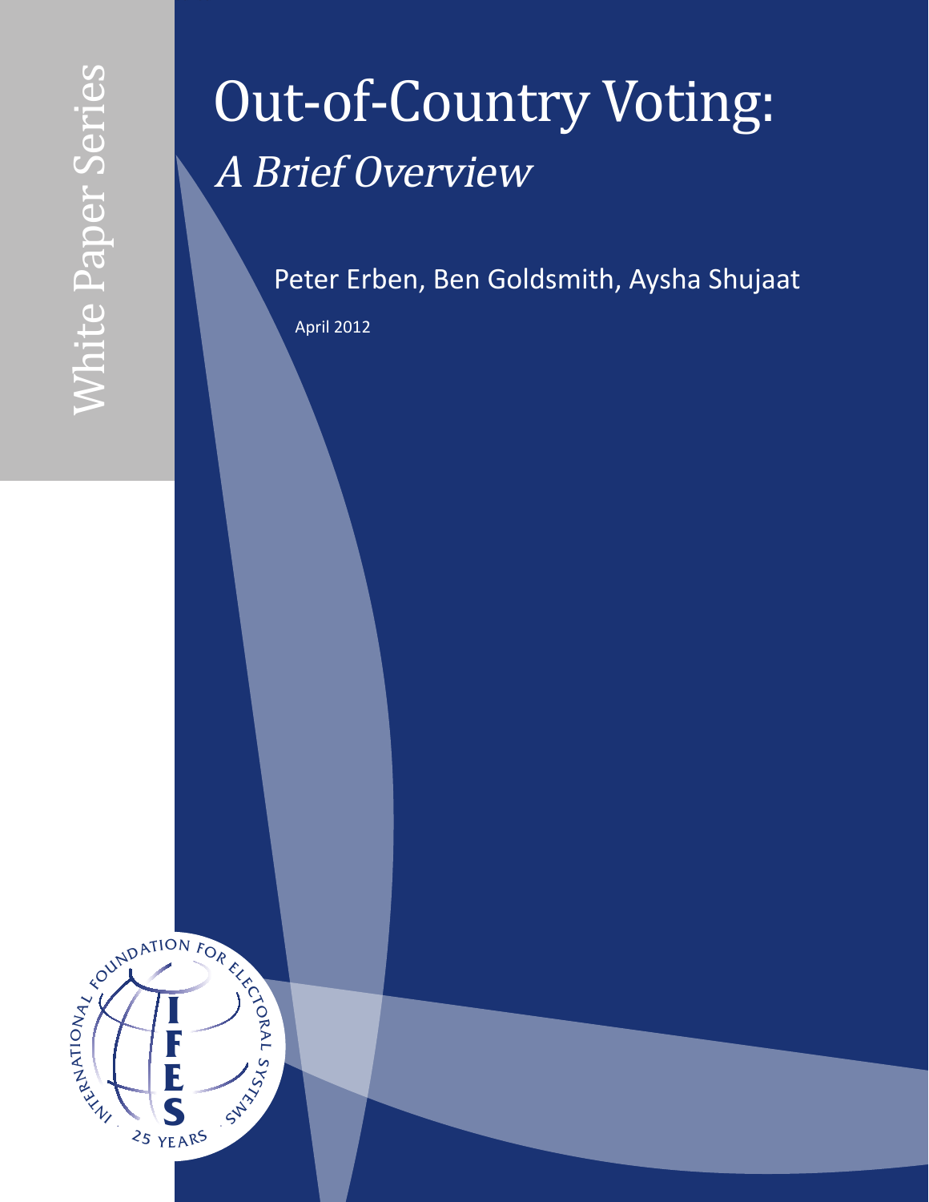White Paper Series

# Out-of-Country Voting:
## *A Brief Overview*

Peter Erben, Ben Goldsmith, Aysha Shujaat

April 2012

INTERNATIONAL FOUNDATION FOR ELECTORAL SYSTEMS

IFES

25 YEARS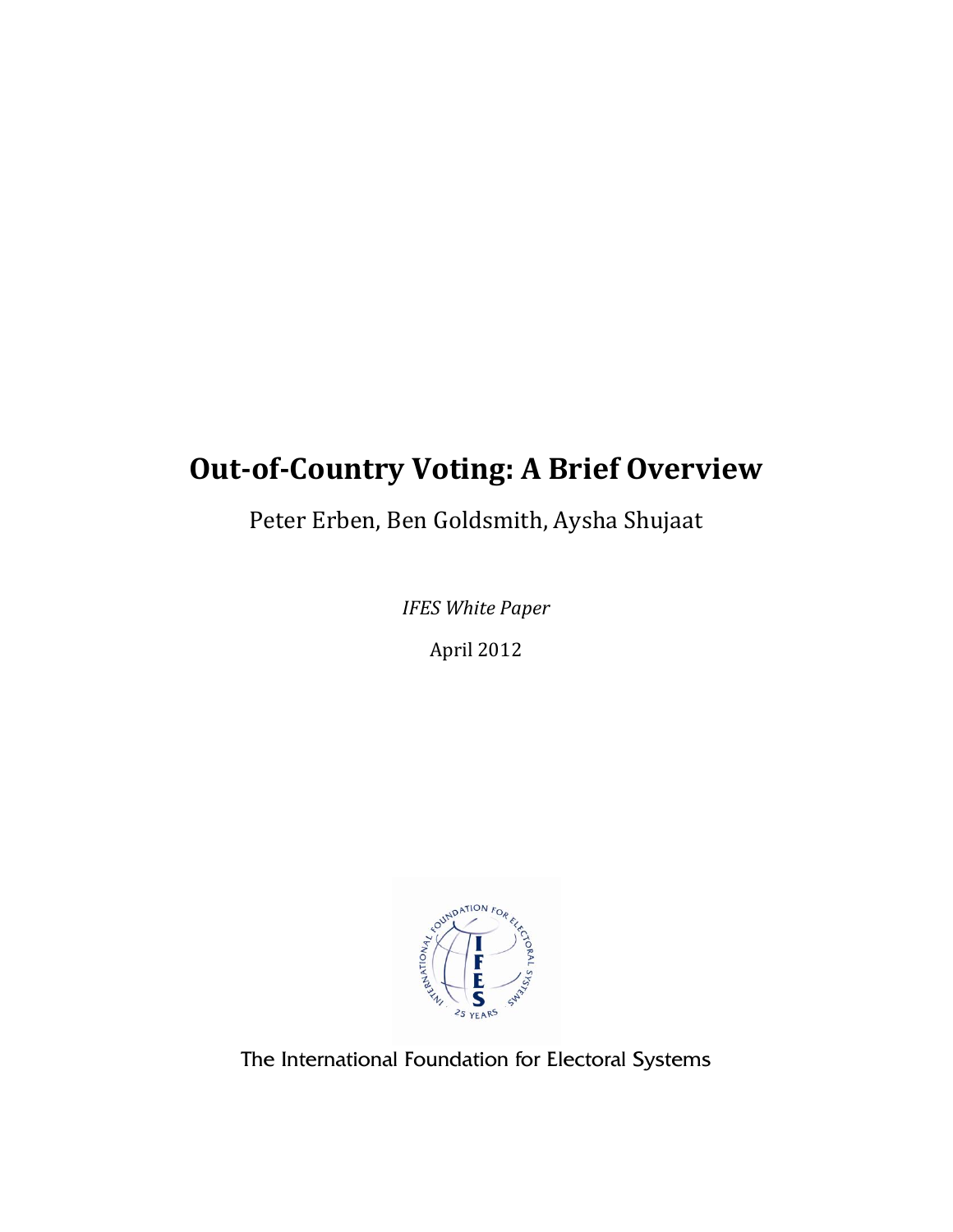# Out-of-Country Voting: A Brief Overview

Peter Erben, Ben Goldsmith, Aysha Shujaat

*IFES White Paper*

April 2012

The International Foundation for Electoral Systems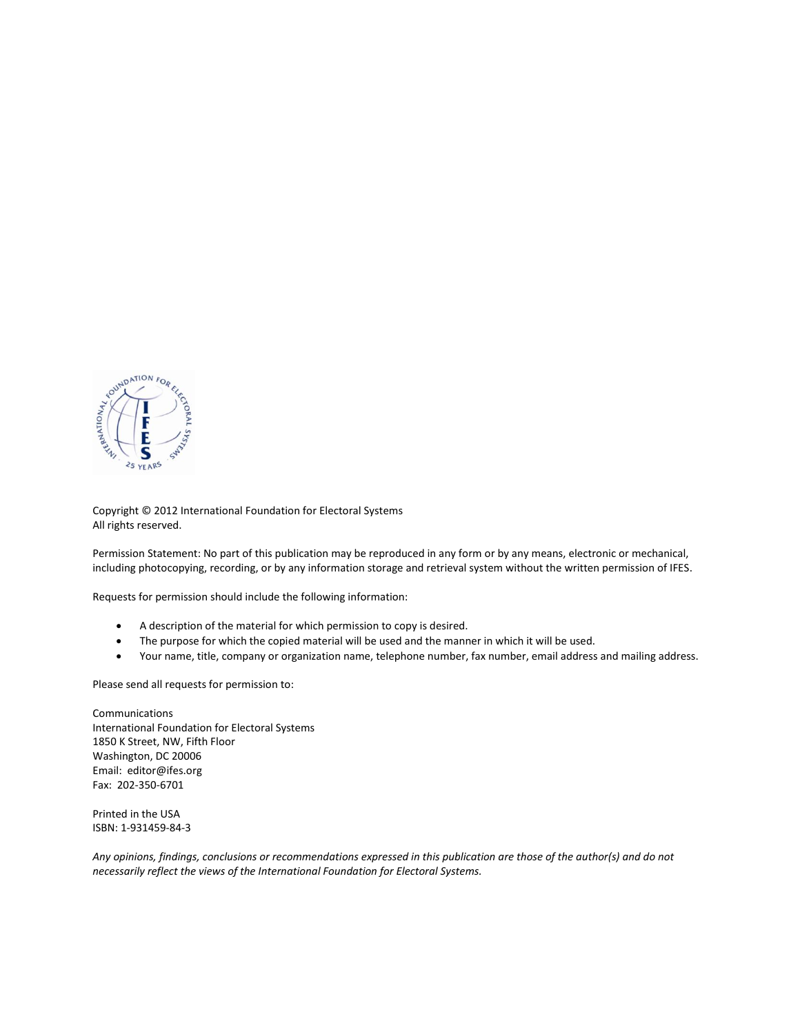Copyright © 2012 International Foundation for Electoral Systems
All rights reserved.

Permission Statement: No part of this publication may be reproduced in any form or by any means, electronic or mechanical, including photocopying, recording, or by any information storage and retrieval system without the written permission of IFES.

Requests for permission should include the following information:

- A description of the material for which permission to copy is desired.
- The purpose for which the copied material will be used and the manner in which it will be used.
- Your name, title, company or organization name, telephone number, fax number, email address and mailing address.

Please send all requests for permission to:

Communications
International Foundation for Electoral Systems
1850 K Street, NW, Fifth Floor
Washington, DC 20006
Email: editor@ifes.org
Fax: 202-350-6701

Printed in the USA
ISBN: 1-931459-84-3

*Any opinions, findings, conclusions or recommendations expressed in this publication are those of the author(s) and do not necessarily reflect the views of the International Foundation for Electoral Systems.*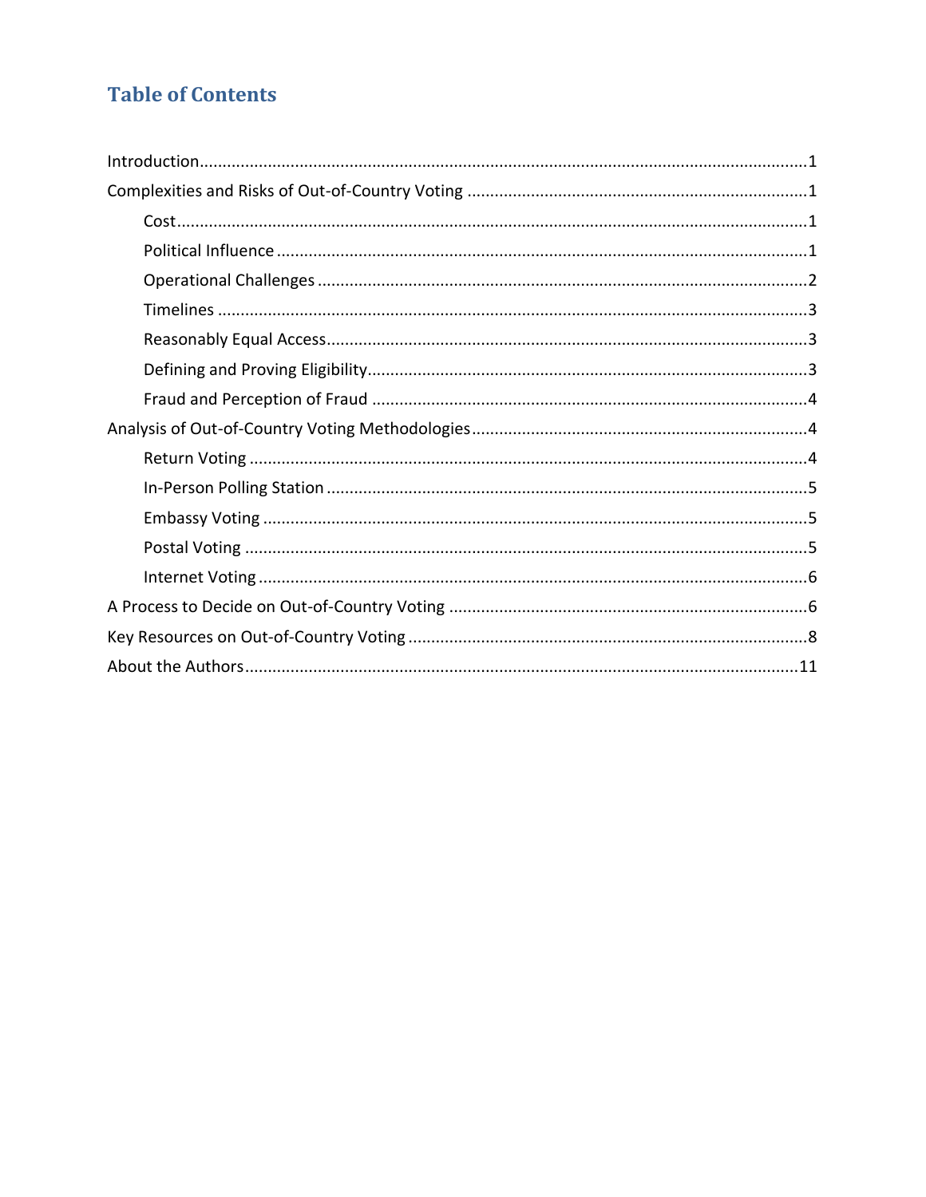# Table of Contents

- Introduction ... 1
- Complexities and Risks of Out-of-Country Voting ... 1
  - Cost ... 1
  - Political Influence ... 1
  - Operational Challenges ... 2
  - Timelines ... 3
  - Reasonably Equal Access ... 3
  - Defining and Proving Eligibility ... 3
  - Fraud and Perception of Fraud ... 4
- Analysis of Out-of-Country Voting Methodologies ... 4
  - Return Voting ... 4
  - In-Person Polling Station ... 5
  - Embassy Voting ... 5
  - Postal Voting ... 5
  - Internet Voting ... 6
- A Process to Decide on Out-of-Country Voting ... 6
- Key Resources on Out-of-Country Voting ... 8
- About the Authors ... 11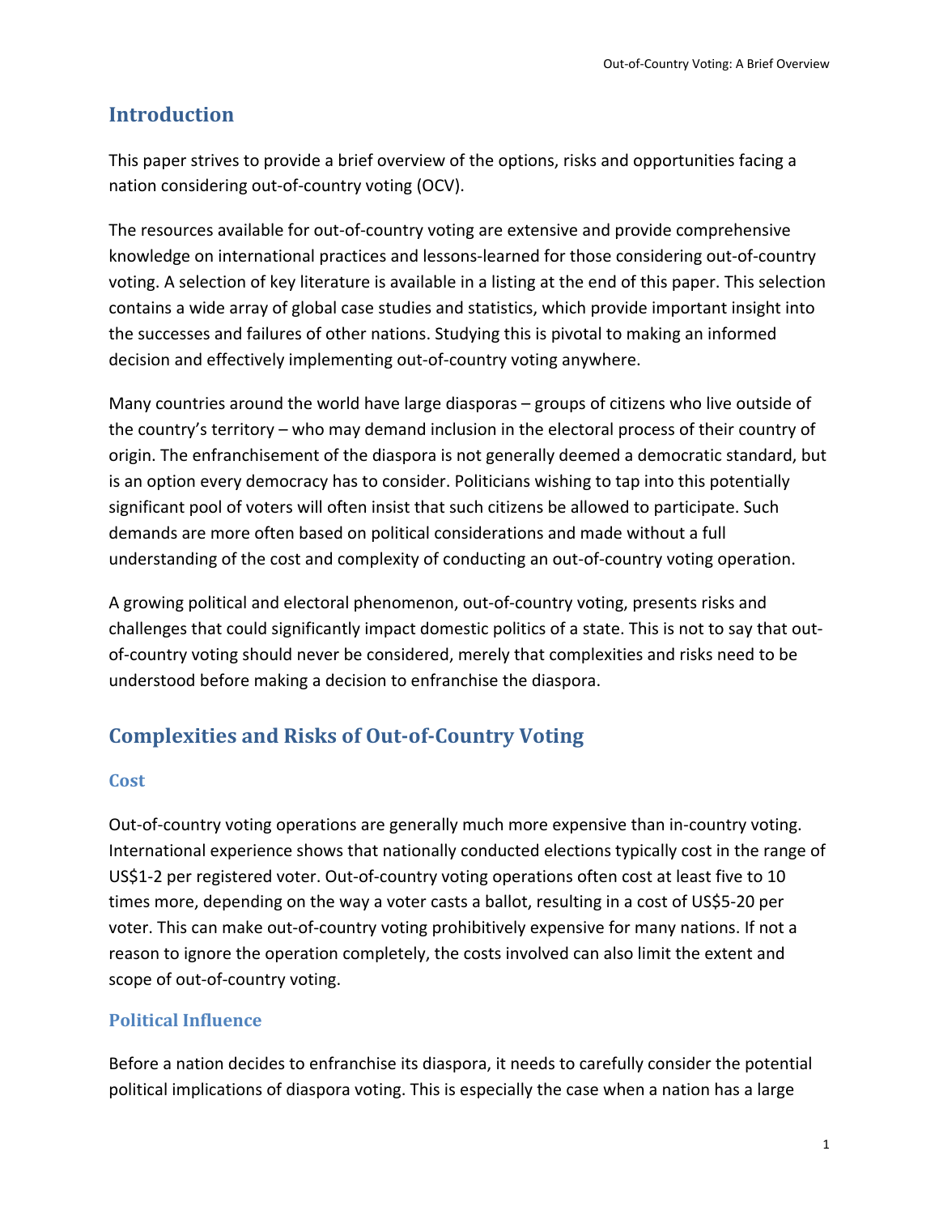## Introduction

This paper strives to provide a brief overview of the options, risks and opportunities facing a nation considering out-of-country voting (OCV).

The resources available for out-of-country voting are extensive and provide comprehensive knowledge on international practices and lessons-learned for those considering out-of-country voting. A selection of key literature is available in a listing at the end of this paper. This selection contains a wide array of global case studies and statistics, which provide important insight into the successes and failures of other nations. Studying this is pivotal to making an informed decision and effectively implementing out-of-country voting anywhere.

Many countries around the world have large diasporas – groups of citizens who live outside of the country's territory – who may demand inclusion in the electoral process of their country of origin. The enfranchisement of the diaspora is not generally deemed a democratic standard, but is an option every democracy has to consider. Politicians wishing to tap into this potentially significant pool of voters will often insist that such citizens be allowed to participate. Such demands are more often based on political considerations and made without a full understanding of the cost and complexity of conducting an out-of-country voting operation.

A growing political and electoral phenomenon, out-of-country voting, presents risks and challenges that could significantly impact domestic politics of a state. This is not to say that out-of-country voting should never be considered, merely that complexities and risks need to be understood before making a decision to enfranchise the diaspora.

## Complexities and Risks of Out-of-Country Voting

### Cost

Out-of-country voting operations are generally much more expensive than in-country voting. International experience shows that nationally conducted elections typically cost in the range of US$1-2 per registered voter. Out-of-country voting operations often cost at least five to 10 times more, depending on the way a voter casts a ballot, resulting in a cost of US$5-20 per voter. This can make out-of-country voting prohibitively expensive for many nations. If not a reason to ignore the operation completely, the costs involved can also limit the extent and scope of out-of-country voting.

### Political Influence

Before a nation decides to enfranchise its diaspora, it needs to carefully consider the potential political implications of diaspora voting. This is especially the case when a nation has a large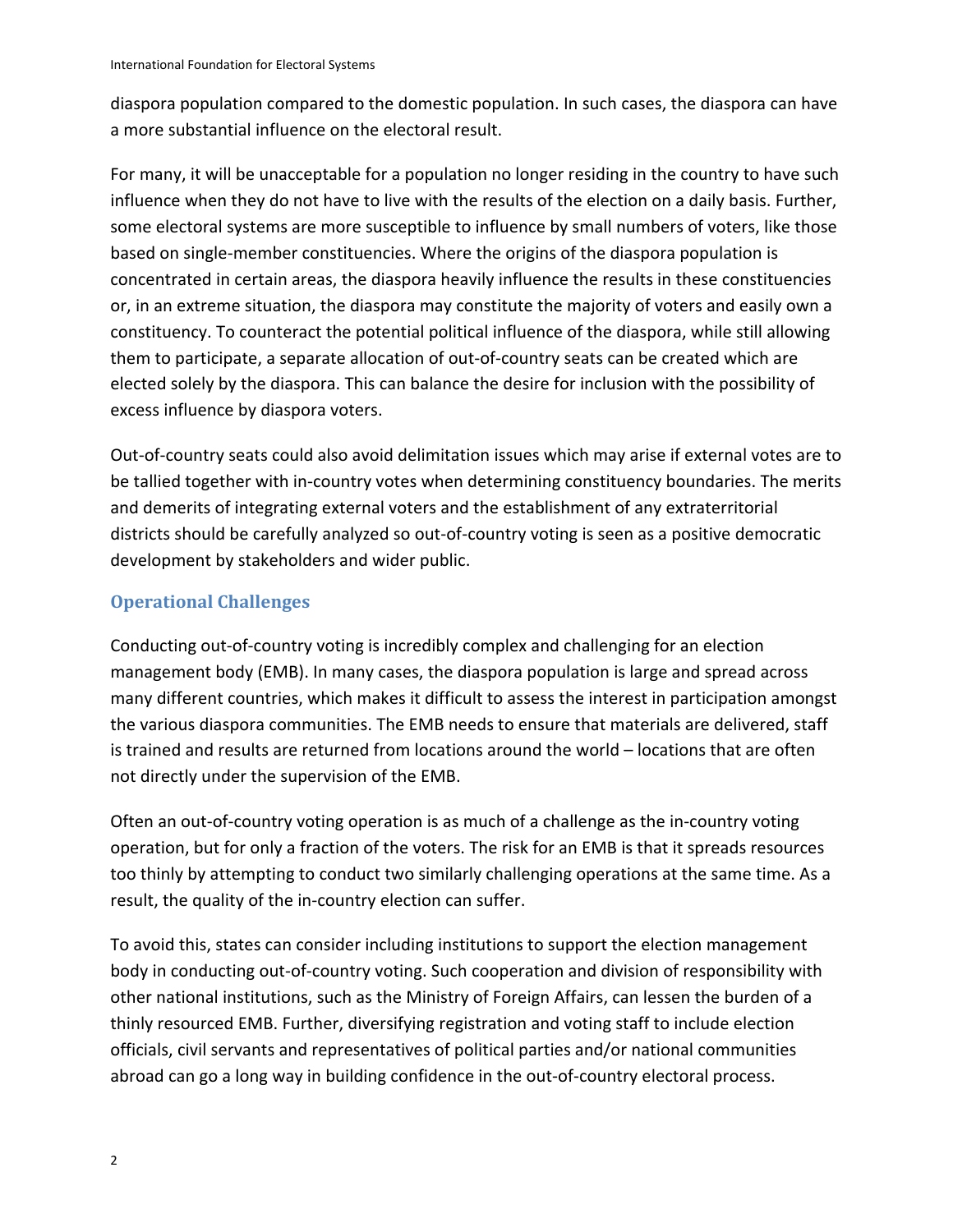diaspora population compared to the domestic population. In such cases, the diaspora can have a more substantial influence on the electoral result.

For many, it will be unacceptable for a population no longer residing in the country to have such influence when they do not have to live with the results of the election on a daily basis. Further, some electoral systems are more susceptible to influence by small numbers of voters, like those based on single-member constituencies. Where the origins of the diaspora population is concentrated in certain areas, the diaspora heavily influence the results in these constituencies or, in an extreme situation, the diaspora may constitute the majority of voters and easily own a constituency. To counteract the potential political influence of the diaspora, while still allowing them to participate, a separate allocation of out-of-country seats can be created which are elected solely by the diaspora. This can balance the desire for inclusion with the possibility of excess influence by diaspora voters.

Out-of-country seats could also avoid delimitation issues which may arise if external votes are to be tallied together with in-country votes when determining constituency boundaries. The merits and demerits of integrating external voters and the establishment of any extraterritorial districts should be carefully analyzed so out-of-country voting is seen as a positive democratic development by stakeholders and wider public.

## Operational Challenges

Conducting out-of-country voting is incredibly complex and challenging for an election management body (EMB). In many cases, the diaspora population is large and spread across many different countries, which makes it difficult to assess the interest in participation amongst the various diaspora communities. The EMB needs to ensure that materials are delivered, staff is trained and results are returned from locations around the world – locations that are often not directly under the supervision of the EMB.

Often an out-of-country voting operation is as much of a challenge as the in-country voting operation, but for only a fraction of the voters. The risk for an EMB is that it spreads resources too thinly by attempting to conduct two similarly challenging operations at the same time. As a result, the quality of the in-country election can suffer.

To avoid this, states can consider including institutions to support the election management body in conducting out-of-country voting. Such cooperation and division of responsibility with other national institutions, such as the Ministry of Foreign Affairs, can lessen the burden of a thinly resourced EMB. Further, diversifying registration and voting staff to include election officials, civil servants and representatives of political parties and/or national communities abroad can go a long way in building confidence in the out-of-country electoral process.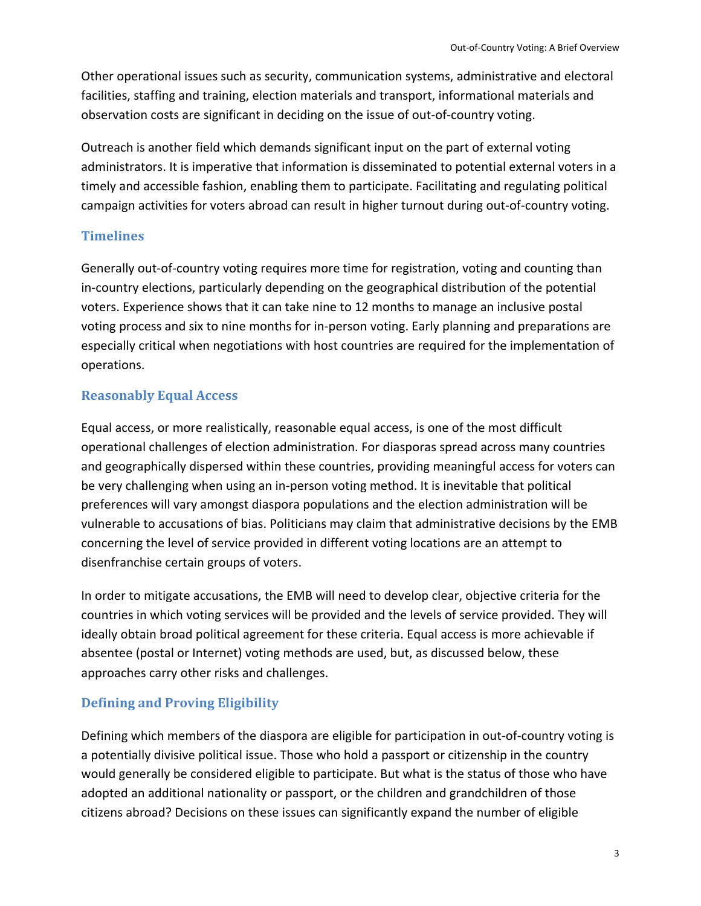Other operational issues such as security, communication systems, administrative and electoral facilities, staffing and training, election materials and transport, informational materials and observation costs are significant in deciding on the issue of out-of-country voting.

Outreach is another field which demands significant input on the part of external voting administrators. It is imperative that information is disseminated to potential external voters in a timely and accessible fashion, enabling them to participate. Facilitating and regulating political campaign activities for voters abroad can result in higher turnout during out-of-country voting.

## Timelines

Generally out-of-country voting requires more time for registration, voting and counting than in-country elections, particularly depending on the geographical distribution of the potential voters. Experience shows that it can take nine to 12 months to manage an inclusive postal voting process and six to nine months for in-person voting. Early planning and preparations are especially critical when negotiations with host countries are required for the implementation of operations.

## Reasonably Equal Access

Equal access, or more realistically, reasonable equal access, is one of the most difficult operational challenges of election administration. For diasporas spread across many countries and geographically dispersed within these countries, providing meaningful access for voters can be very challenging when using an in-person voting method. It is inevitable that political preferences will vary amongst diaspora populations and the election administration will be vulnerable to accusations of bias. Politicians may claim that administrative decisions by the EMB concerning the level of service provided in different voting locations are an attempt to disenfranchise certain groups of voters.

In order to mitigate accusations, the EMB will need to develop clear, objective criteria for the countries in which voting services will be provided and the levels of service provided. They will ideally obtain broad political agreement for these criteria. Equal access is more achievable if absentee (postal or Internet) voting methods are used, but, as discussed below, these approaches carry other risks and challenges.

## Defining and Proving Eligibility

Defining which members of the diaspora are eligible for participation in out-of-country voting is a potentially divisive political issue. Those who hold a passport or citizenship in the country would generally be considered eligible to participate. But what is the status of those who have adopted an additional nationality or passport, or the children and grandchildren of those citizens abroad? Decisions on these issues can significantly expand the number of eligible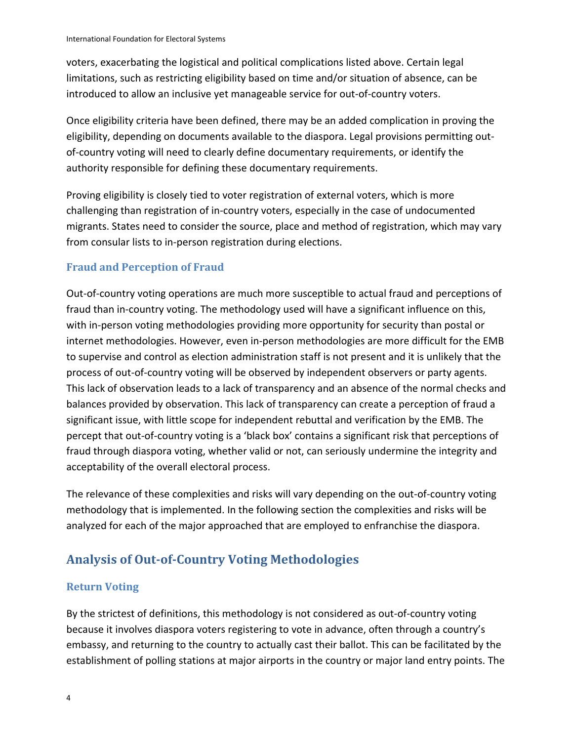voters, exacerbating the logistical and political complications listed above. Certain legal limitations, such as restricting eligibility based on time and/or situation of absence, can be introduced to allow an inclusive yet manageable service for out-of-country voters.

Once eligibility criteria have been defined, there may be an added complication in proving the eligibility, depending on documents available to the diaspora. Legal provisions permitting out-of-country voting will need to clearly define documentary requirements, or identify the authority responsible for defining these documentary requirements.

Proving eligibility is closely tied to voter registration of external voters, which is more challenging than registration of in-country voters, especially in the case of undocumented migrants. States need to consider the source, place and method of registration, which may vary from consular lists to in-person registration during elections.

### Fraud and Perception of Fraud

Out-of-country voting operations are much more susceptible to actual fraud and perceptions of fraud than in-country voting. The methodology used will have a significant influence on this, with in-person voting methodologies providing more opportunity for security than postal or internet methodologies. However, even in-person methodologies are more difficult for the EMB to supervise and control as election administration staff is not present and it is unlikely that the process of out-of-country voting will be observed by independent observers or party agents. This lack of observation leads to a lack of transparency and an absence of the normal checks and balances provided by observation. This lack of transparency can create a perception of fraud a significant issue, with little scope for independent rebuttal and verification by the EMB. The percept that out-of-country voting is a 'black box' contains a significant risk that perceptions of fraud through diaspora voting, whether valid or not, can seriously undermine the integrity and acceptability of the overall electoral process.

The relevance of these complexities and risks will vary depending on the out-of-country voting methodology that is implemented. In the following section the complexities and risks will be analyzed for each of the major approached that are employed to enfranchise the diaspora.

## Analysis of Out-of-Country Voting Methodologies

### Return Voting

By the strictest of definitions, this methodology is not considered as out-of-country voting because it involves diaspora voters registering to vote in advance, often through a country's embassy, and returning to the country to actually cast their ballot. This can be facilitated by the establishment of polling stations at major airports in the country or major land entry points. The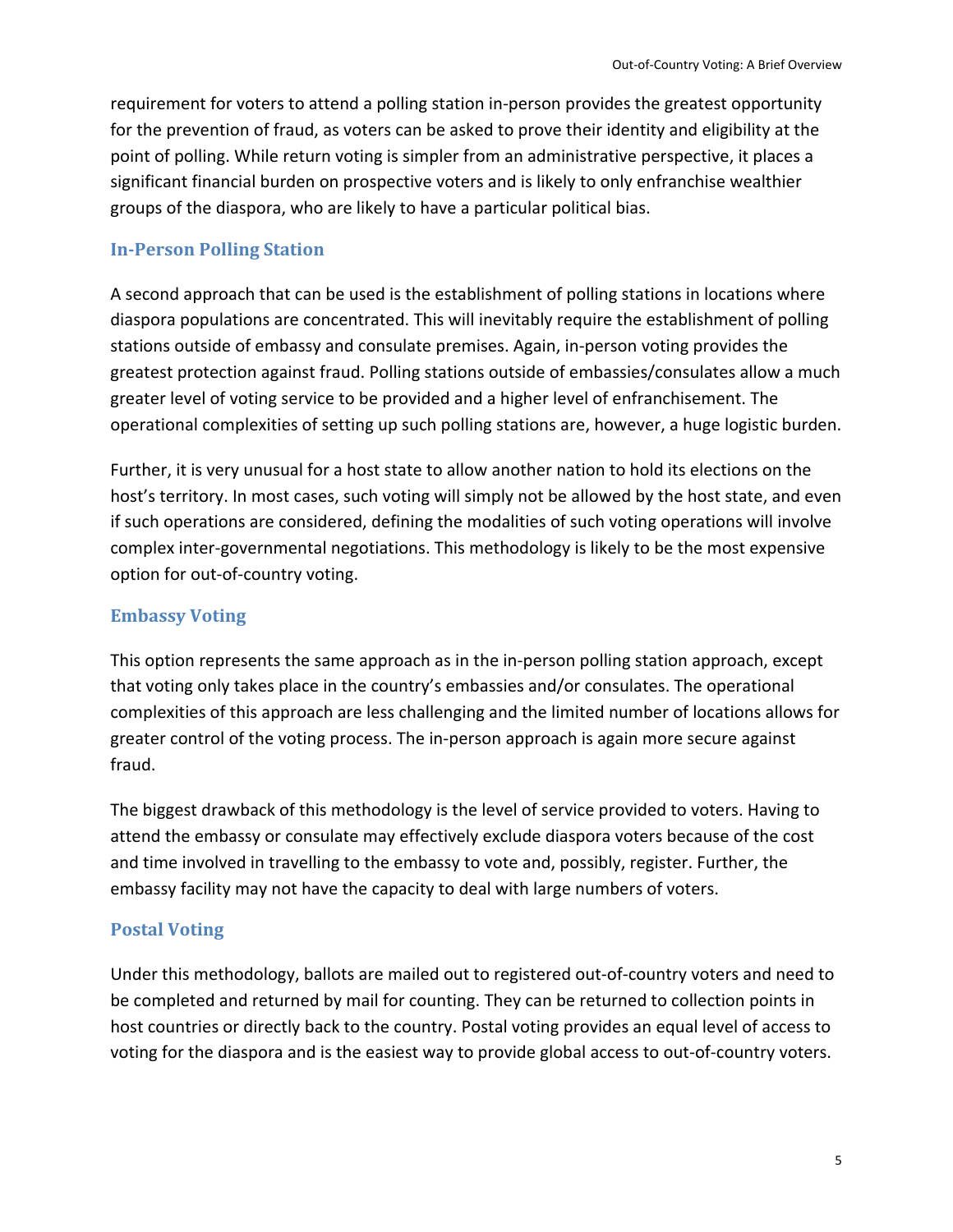requirement for voters to attend a polling station in-person provides the greatest opportunity for the prevention of fraud, as voters can be asked to prove their identity and eligibility at the point of polling. While return voting is simpler from an administrative perspective, it places a significant financial burden on prospective voters and is likely to only enfranchise wealthier groups of the diaspora, who are likely to have a particular political bias.

### In-Person Polling Station

A second approach that can be used is the establishment of polling stations in locations where diaspora populations are concentrated. This will inevitably require the establishment of polling stations outside of embassy and consulate premises. Again, in-person voting provides the greatest protection against fraud. Polling stations outside of embassies/consulates allow a much greater level of voting service to be provided and a higher level of enfranchisement. The operational complexities of setting up such polling stations are, however, a huge logistic burden.

Further, it is very unusual for a host state to allow another nation to hold its elections on the host's territory. In most cases, such voting will simply not be allowed by the host state, and even if such operations are considered, defining the modalities of such voting operations will involve complex inter-governmental negotiations. This methodology is likely to be the most expensive option for out-of-country voting.

### Embassy Voting

This option represents the same approach as in the in-person polling station approach, except that voting only takes place in the country's embassies and/or consulates. The operational complexities of this approach are less challenging and the limited number of locations allows for greater control of the voting process. The in-person approach is again more secure against fraud.

The biggest drawback of this methodology is the level of service provided to voters. Having to attend the embassy or consulate may effectively exclude diaspora voters because of the cost and time involved in travelling to the embassy to vote and, possibly, register. Further, the embassy facility may not have the capacity to deal with large numbers of voters.

### Postal Voting

Under this methodology, ballots are mailed out to registered out-of-country voters and need to be completed and returned by mail for counting. They can be returned to collection points in host countries or directly back to the country. Postal voting provides an equal level of access to voting for the diaspora and is the easiest way to provide global access to out-of-country voters.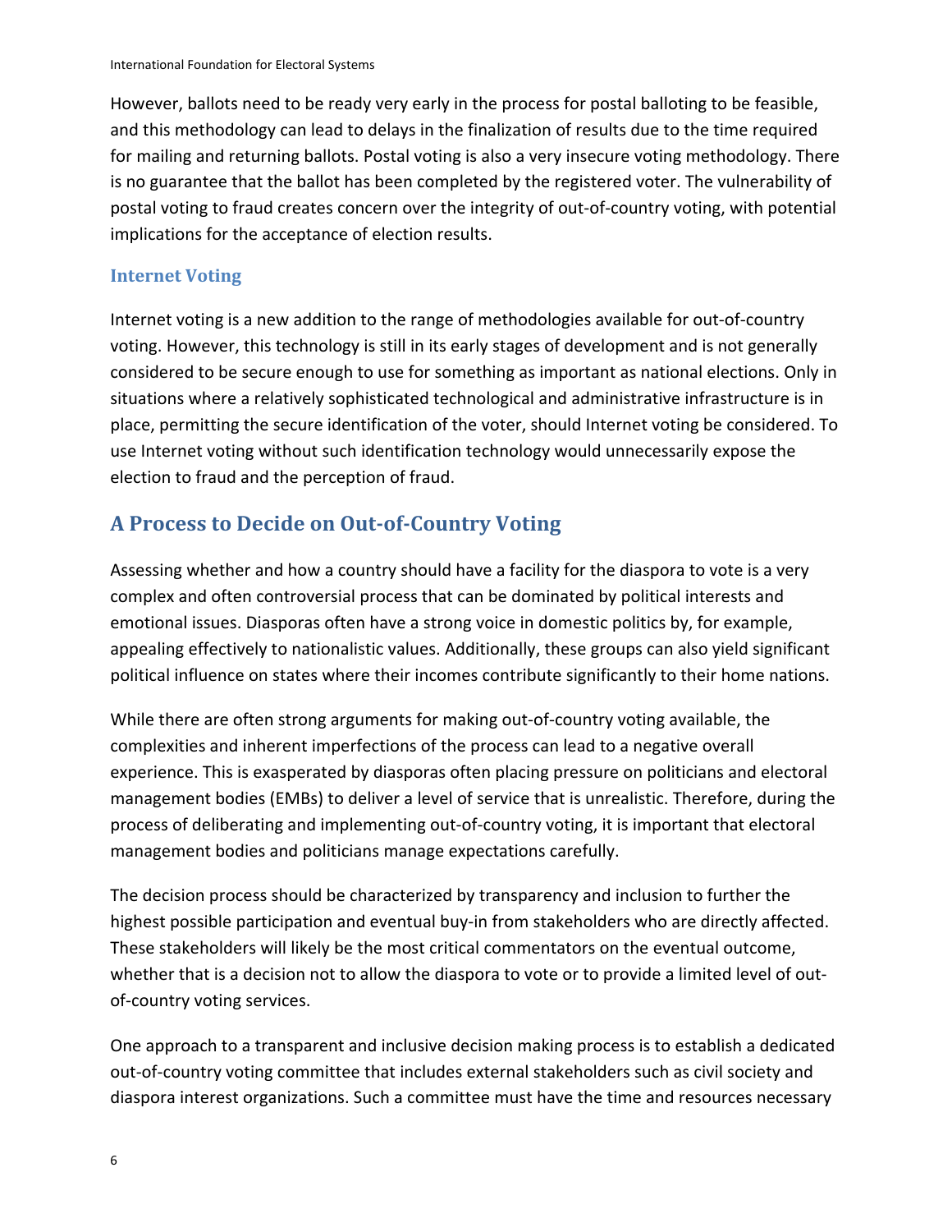However, ballots need to be ready very early in the process for postal balloting to be feasible, and this methodology can lead to delays in the finalization of results due to the time required for mailing and returning ballots. Postal voting is also a very insecure voting methodology. There is no guarantee that the ballot has been completed by the registered voter. The vulnerability of postal voting to fraud creates concern over the integrity of out-of-country voting, with potential implications for the acceptance of election results.

### Internet Voting

Internet voting is a new addition to the range of methodologies available for out-of-country voting. However, this technology is still in its early stages of development and is not generally considered to be secure enough to use for something as important as national elections. Only in situations where a relatively sophisticated technological and administrative infrastructure is in place, permitting the secure identification of the voter, should Internet voting be considered. To use Internet voting without such identification technology would unnecessarily expose the election to fraud and the perception of fraud.

## A Process to Decide on Out-of-Country Voting

Assessing whether and how a country should have a facility for the diaspora to vote is a very complex and often controversial process that can be dominated by political interests and emotional issues. Diasporas often have a strong voice in domestic politics by, for example, appealing effectively to nationalistic values. Additionally, these groups can also yield significant political influence on states where their incomes contribute significantly to their home nations.

While there are often strong arguments for making out-of-country voting available, the complexities and inherent imperfections of the process can lead to a negative overall experience. This is exasperated by diasporas often placing pressure on politicians and electoral management bodies (EMBs) to deliver a level of service that is unrealistic. Therefore, during the process of deliberating and implementing out-of-country voting, it is important that electoral management bodies and politicians manage expectations carefully.

The decision process should be characterized by transparency and inclusion to further the highest possible participation and eventual buy-in from stakeholders who are directly affected. These stakeholders will likely be the most critical commentators on the eventual outcome, whether that is a decision not to allow the diaspora to vote or to provide a limited level of out-of-country voting services.

One approach to a transparent and inclusive decision making process is to establish a dedicated out-of-country voting committee that includes external stakeholders such as civil society and diaspora interest organizations. Such a committee must have the time and resources necessary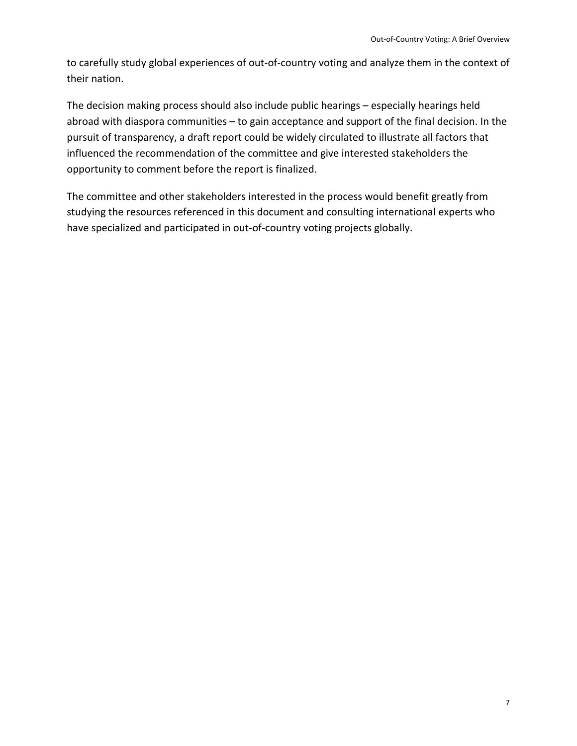to carefully study global experiences of out-of-country voting and analyze them in the context of their nation.

The decision making process should also include public hearings – especially hearings held abroad with diaspora communities – to gain acceptance and support of the final decision. In the pursuit of transparency, a draft report could be widely circulated to illustrate all factors that influenced the recommendation of the committee and give interested stakeholders the opportunity to comment before the report is finalized.

The committee and other stakeholders interested in the process would benefit greatly from studying the resources referenced in this document and consulting international experts who have specialized and participated in out-of-country voting projects globally.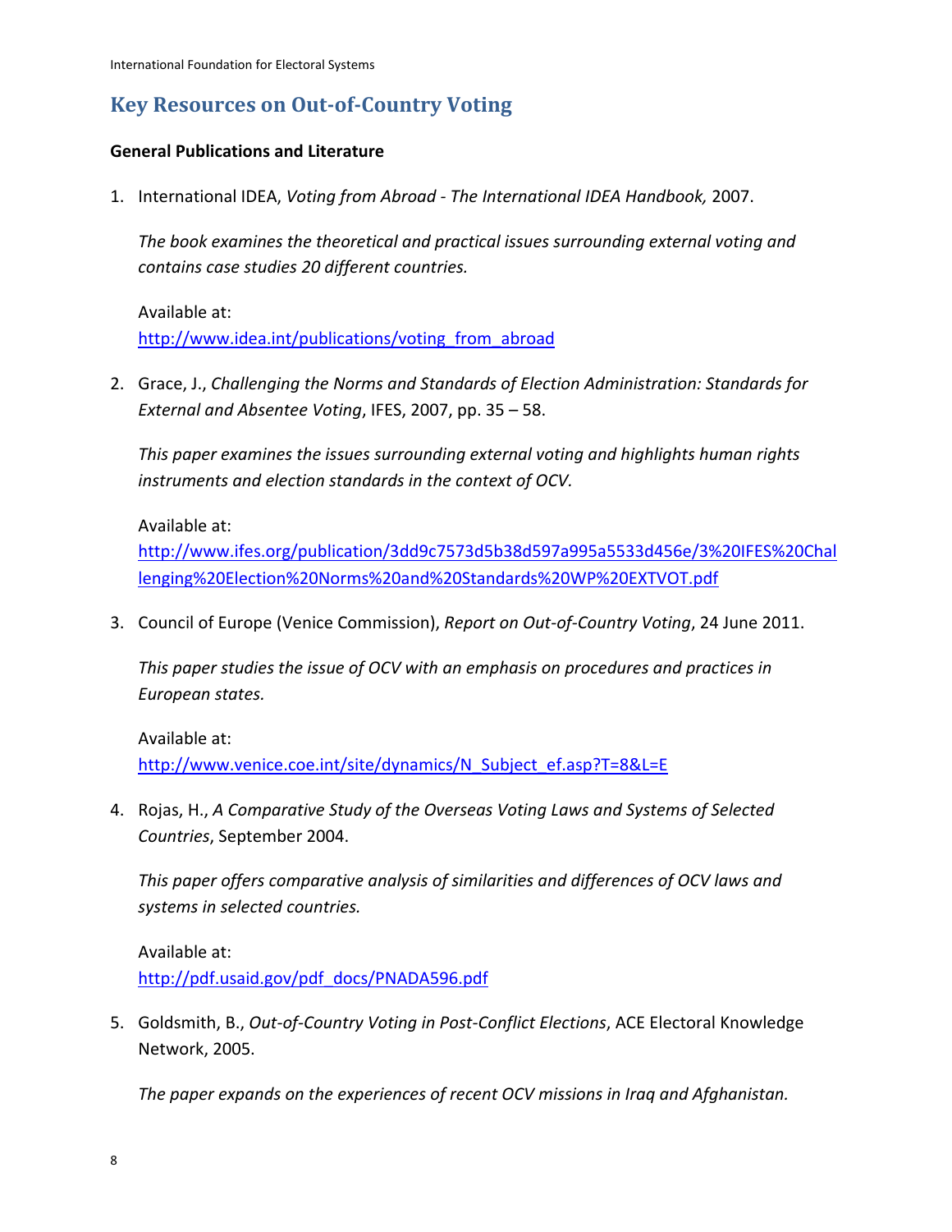# Key Resources on Out-of-Country Voting

**General Publications and Literature**

1. International IDEA, *Voting from Abroad - The International IDEA Handbook,* 2007.

   *The book examines the theoretical and practical issues surrounding external voting and contains case studies 20 different countries.*

   Available at:
   http://www.idea.int/publications/voting_from_abroad

2. Grace, J., *Challenging the Norms and Standards of Election Administration: Standards for External and Absentee Voting*, IFES, 2007, pp. 35 – 58.

   *This paper examines the issues surrounding external voting and highlights human rights instruments and election standards in the context of OCV.*

   Available at:
   http://www.ifes.org/publication/3dd9c7573d5b38d597a995a5533d456e/3%20IFES%20Challenging%20Election%20Norms%20and%20Standards%20WP%20EXTVOT.pdf

3. Council of Europe (Venice Commission), *Report on Out-of-Country Voting*, 24 June 2011.

   *This paper studies the issue of OCV with an emphasis on procedures and practices in European states.*

   Available at:
   http://www.venice.coe.int/site/dynamics/N_Subject_ef.asp?T=8&L=E

4. Rojas, H., *A Comparative Study of the Overseas Voting Laws and Systems of Selected Countries*, September 2004.

   *This paper offers comparative analysis of similarities and differences of OCV laws and systems in selected countries.*

   Available at:
   http://pdf.usaid.gov/pdf_docs/PNADA596.pdf

5. Goldsmith, B., *Out-of-Country Voting in Post-Conflict Elections*, ACE Electoral Knowledge Network, 2005.

   *The paper expands on the experiences of recent OCV missions in Iraq and Afghanistan.*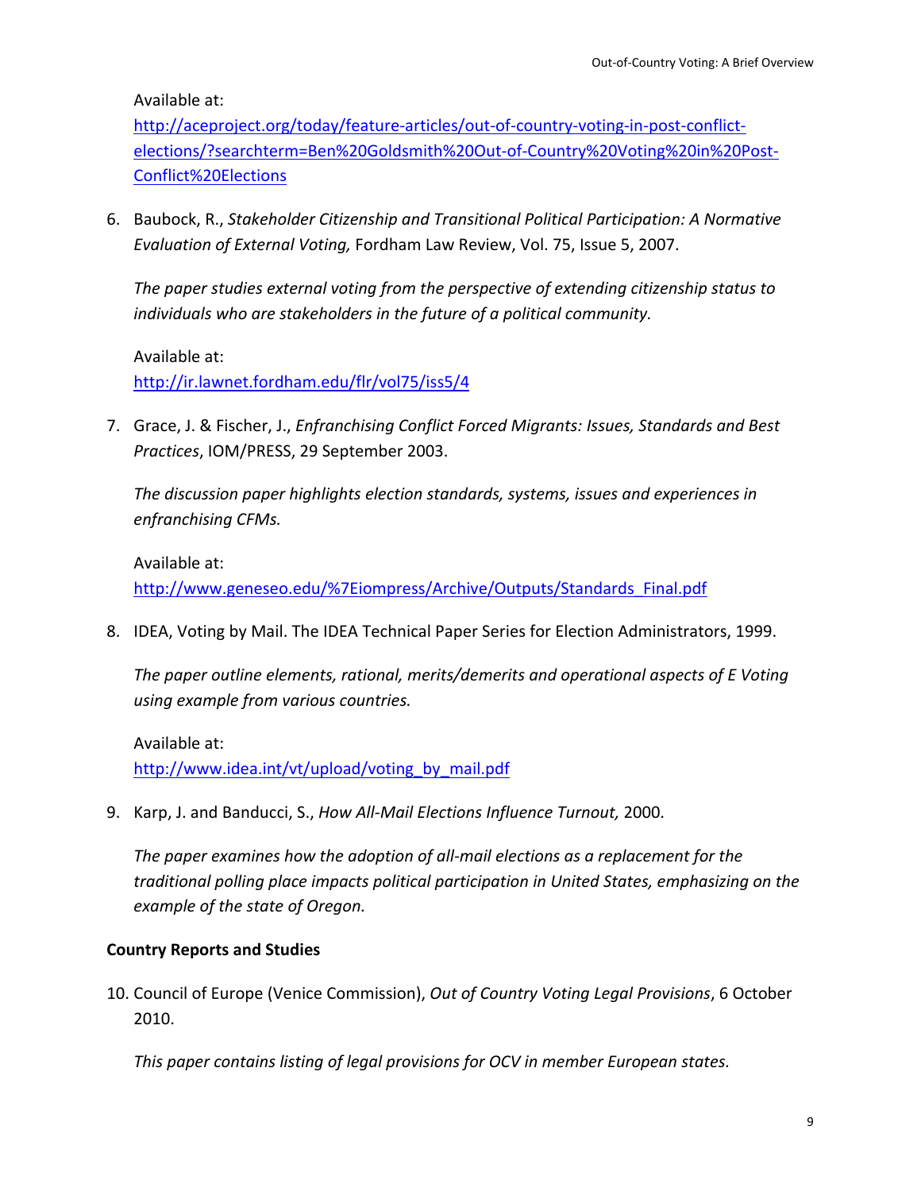Available at:
http://aceproject.org/today/feature-articles/out-of-country-voting-in-post-conflict-elections/?searchterm=Ben%20Goldsmith%20Out-of-Country%20Voting%20in%20Post-Conflict%20Elections

6. Baubock, R., *Stakeholder Citizenship and Transitional Political Participation: A Normative Evaluation of External Voting,* Fordham Law Review, Vol. 75, Issue 5, 2007.

   *The paper studies external voting from the perspective of extending citizenship status to individuals who are stakeholders in the future of a political community.*

   Available at:
   http://ir.lawnet.fordham.edu/flr/vol75/iss5/4

7. Grace, J. & Fischer, J., *Enfranchising Conflict Forced Migrants: Issues, Standards and Best Practices*, IOM/PRESS, 29 September 2003.

   *The discussion paper highlights election standards, systems, issues and experiences in enfranchising CFMs.*

   Available at:
   http://www.geneseo.edu/%7Eiompress/Archive/Outputs/Standards_Final.pdf

8. IDEA, Voting by Mail. The IDEA Technical Paper Series for Election Administrators, 1999.

   *The paper outline elements, rational, merits/demerits and operational aspects of E Voting using example from various countries.*

   Available at:
   http://www.idea.int/vt/upload/voting_by_mail.pdf

9. Karp, J. and Banducci, S., *How All-Mail Elections Influence Turnout,* 2000.

   *The paper examines how the adoption of all-mail elections as a replacement for the traditional polling place impacts political participation in United States, emphasizing on the example of the state of Oregon.*

**Country Reports and Studies**

10. Council of Europe (Venice Commission), *Out of Country Voting Legal Provisions*, 6 October 2010.

    *This paper contains listing of legal provisions for OCV in member European states.*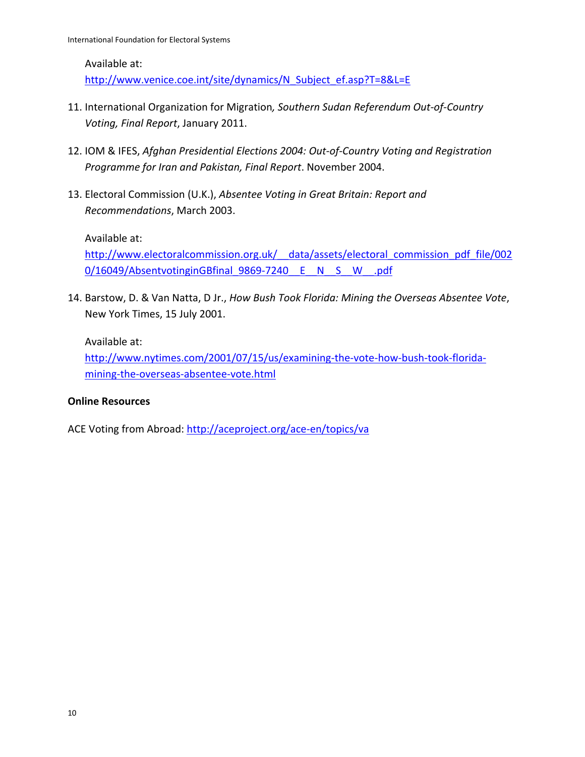Available at:
http://www.venice.coe.int/site/dynamics/N_Subject_ef.asp?T=8&L=E

11. International Organization for Migration*, Southern Sudan Referendum Out-of-Country Voting, Final Report*, January 2011.

12. IOM & IFES, *Afghan Presidential Elections 2004: Out-of-Country Voting and Registration Programme for Iran and Pakistan, Final Report*. November 2004.

13. Electoral Commission (U.K.), *Absentee Voting in Great Britain: Report and Recommendations*, March 2003.

    Available at:
    http://www.electoralcommission.org.uk/__data/assets/electoral_commission_pdf_file/0020/16049/AbsentvotinginGBfinal_9869-7240__E__N__S__W__.pdf

14. Barstow, D. & Van Natta, D Jr., *How Bush Took Florida: Mining the Overseas Absentee Vote*, New York Times, 15 July 2001.

    Available at:
    http://www.nytimes.com/2001/07/15/us/examining-the-vote-how-bush-took-florida-mining-the-overseas-absentee-vote.html

**Online Resources**

ACE Voting from Abroad: http://aceproject.org/ace-en/topics/va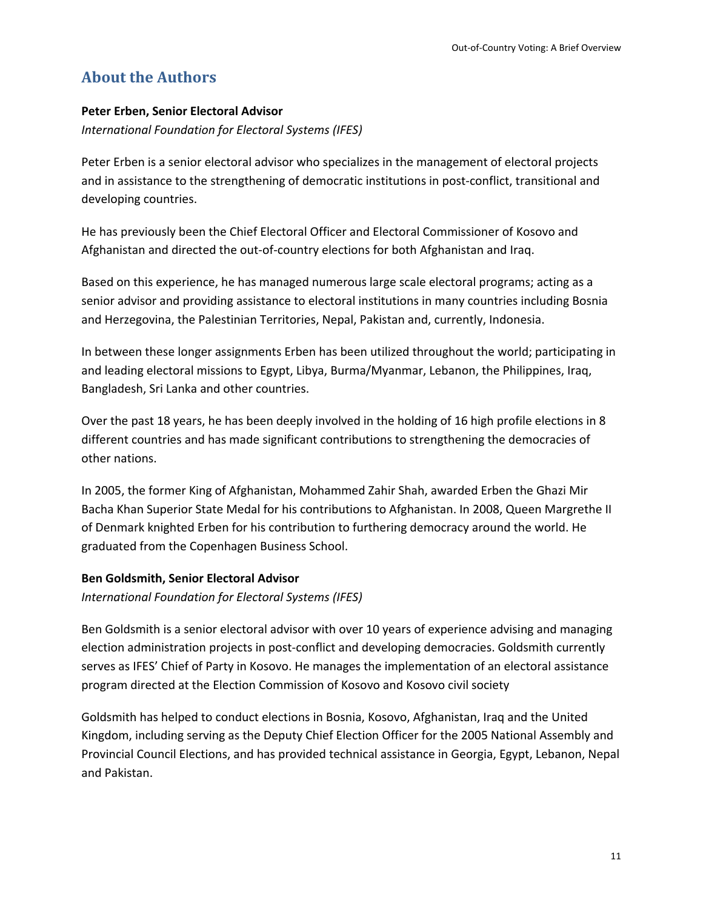## About the Authors

**Peter Erben, Senior Electoral Advisor**
*International Foundation for Electoral Systems (IFES)*

Peter Erben is a senior electoral advisor who specializes in the management of electoral projects and in assistance to the strengthening of democratic institutions in post-conflict, transitional and developing countries.

He has previously been the Chief Electoral Officer and Electoral Commissioner of Kosovo and Afghanistan and directed the out-of-country elections for both Afghanistan and Iraq.

Based on this experience, he has managed numerous large scale electoral programs; acting as a senior advisor and providing assistance to electoral institutions in many countries including Bosnia and Herzegovina, the Palestinian Territories, Nepal, Pakistan and, currently, Indonesia.

In between these longer assignments Erben has been utilized throughout the world; participating in and leading electoral missions to Egypt, Libya, Burma/Myanmar, Lebanon, the Philippines, Iraq, Bangladesh, Sri Lanka and other countries.

Over the past 18 years, he has been deeply involved in the holding of 16 high profile elections in 8 different countries and has made significant contributions to strengthening the democracies of other nations.

In 2005, the former King of Afghanistan, Mohammed Zahir Shah, awarded Erben the Ghazi Mir Bacha Khan Superior State Medal for his contributions to Afghanistan. In 2008, Queen Margrethe II of Denmark knighted Erben for his contribution to furthering democracy around the world. He graduated from the Copenhagen Business School.

**Ben Goldsmith, Senior Electoral Advisor**
*International Foundation for Electoral Systems (IFES)*

Ben Goldsmith is a senior electoral advisor with over 10 years of experience advising and managing election administration projects in post-conflict and developing democracies. Goldsmith currently serves as IFES' Chief of Party in Kosovo. He manages the implementation of an electoral assistance program directed at the Election Commission of Kosovo and Kosovo civil society

Goldsmith has helped to conduct elections in Bosnia, Kosovo, Afghanistan, Iraq and the United Kingdom, including serving as the Deputy Chief Election Officer for the 2005 National Assembly and Provincial Council Elections, and has provided technical assistance in Georgia, Egypt, Lebanon, Nepal and Pakistan.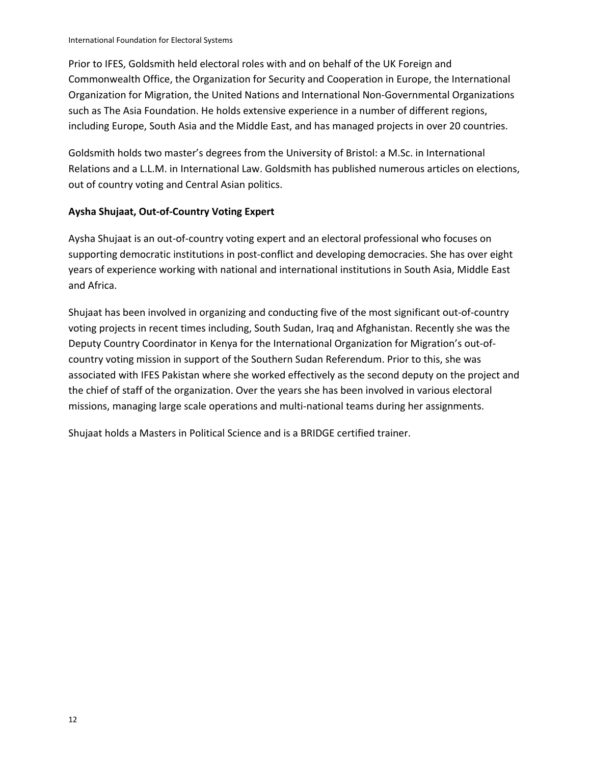Prior to IFES, Goldsmith held electoral roles with and on behalf of the UK Foreign and Commonwealth Office, the Organization for Security and Cooperation in Europe, the International Organization for Migration, the United Nations and International Non-Governmental Organizations such as The Asia Foundation. He holds extensive experience in a number of different regions, including Europe, South Asia and the Middle East, and has managed projects in over 20 countries.

Goldsmith holds two master's degrees from the University of Bristol: a M.Sc. in International Relations and a L.L.M. in International Law. Goldsmith has published numerous articles on elections, out of country voting and Central Asian politics.

**Aysha Shujaat, Out-of-Country Voting Expert**

Aysha Shujaat is an out-of-country voting expert and an electoral professional who focuses on supporting democratic institutions in post-conflict and developing democracies. She has over eight years of experience working with national and international institutions in South Asia, Middle East and Africa.

Shujaat has been involved in organizing and conducting five of the most significant out-of-country voting projects in recent times including, South Sudan, Iraq and Afghanistan. Recently she was the Deputy Country Coordinator in Kenya for the International Organization for Migration's out-of-country voting mission in support of the Southern Sudan Referendum. Prior to this, she was associated with IFES Pakistan where she worked effectively as the second deputy on the project and the chief of staff of the organization. Over the years she has been involved in various electoral missions, managing large scale operations and multi-national teams during her assignments.

Shujaat holds a Masters in Political Science and is a BRIDGE certified trainer.